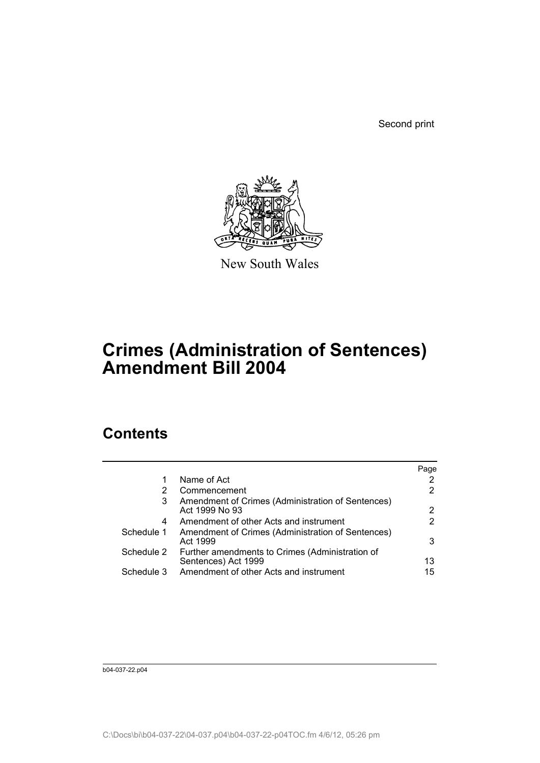Second print

New South Wales

# Crimes (Administration of Sentences) Amendment Bill 2004

## Contents

| | | Page |
|---|---|---|
| 1 | Name of Act | 2 |
| 2 | Commencement | 2 |
| 3 | Amendment of Crimes (Administration of Sentences) Act 1999 No 93 | 2 |
| 4 | Amendment of other Acts and instrument | 2 |
| Schedule 1 | Amendment of Crimes (Administration of Sentences) Act 1999 | 3 |
| Schedule 2 | Further amendments to Crimes (Administration of Sentences) Act 1999 | 13 |
| Schedule 3 | Amendment of other Acts and instrument | 15 |

b04-037-22.p04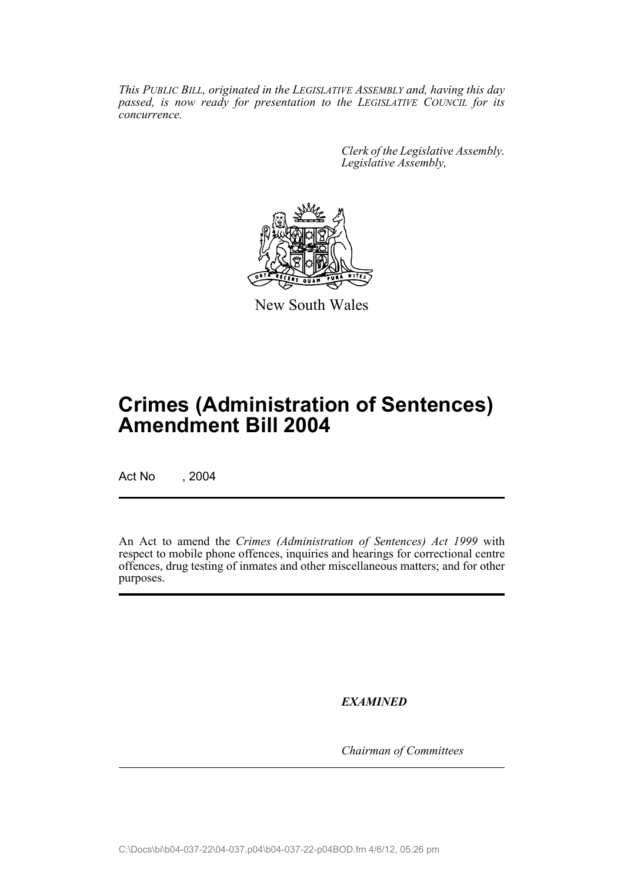*This PUBLIC BILL, originated in the LEGISLATIVE ASSEMBLY and, having this day passed, is now ready for presentation to the LEGISLATIVE COUNCIL for its concurrence.*

*Clerk of the Legislative Assembly.*
*Legislative Assembly,*

New South Wales

# Crimes (Administration of Sentences) Amendment Bill 2004

Act No , 2004

An Act to amend the *Crimes (Administration of Sentences) Act 1999* with respect to mobile phone offences, inquiries and hearings for correctional centre offences, drug testing of inmates and other miscellaneous matters; and for other purposes.

***EXAMINED***

*Chairman of Committees*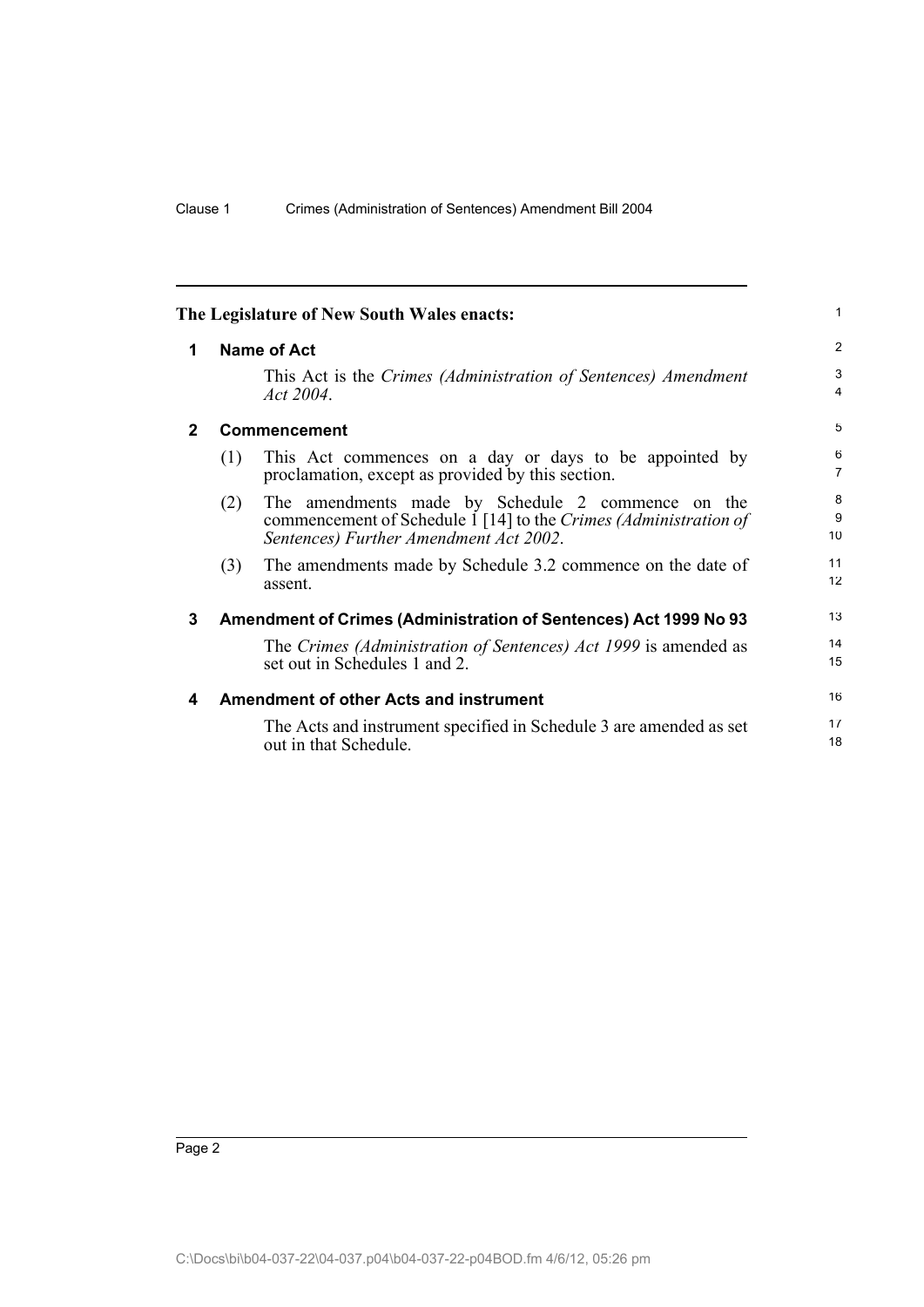**The Legislature of New South Wales enacts:**

## 1 Name of Act

This Act is the *Crimes (Administration of Sentences) Amendment Act 2004*.

## 2 Commencement

(1) This Act commences on a day or days to be appointed by proclamation, except as provided by this section.

(2) The amendments made by Schedule 2 commence on the commencement of Schedule 1 [14] to the *Crimes (Administration of Sentences) Further Amendment Act 2002*.

(3) The amendments made by Schedule 3.2 commence on the date of assent.

## 3 Amendment of Crimes (Administration of Sentences) Act 1999 No 93

The *Crimes (Administration of Sentences) Act 1999* is amended as set out in Schedules 1 and 2.

## 4 Amendment of other Acts and instrument

The Acts and instrument specified in Schedule 3 are amended as set out in that Schedule.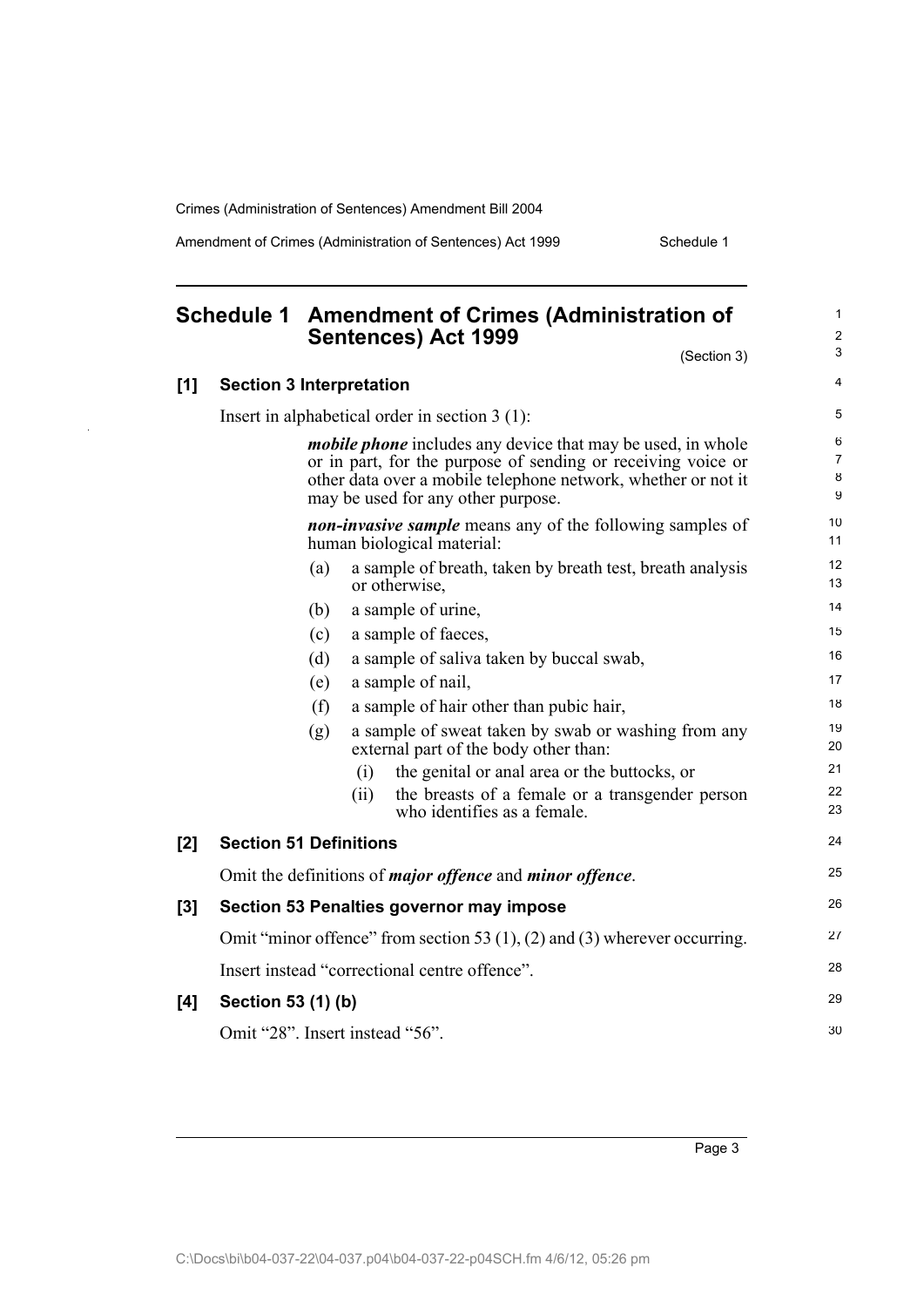## Schedule 1 Amendment of Crimes (Administration of Sentences) Act 1999

(Section 3)

### [1] Section 3 Interpretation

Insert in alphabetical order in section 3 (1):

> ***mobile phone*** includes any device that may be used, in whole or in part, for the purpose of sending or receiving voice or other data over a mobile telephone network, whether or not it may be used for any other purpose.
>
> ***non-invasive sample*** means any of the following samples of human biological material:
>
> (a) a sample of breath, taken by breath test, breath analysis or otherwise,
>
> (b) a sample of urine,
>
> (c) a sample of faeces,
>
> (d) a sample of saliva taken by buccal swab,
>
> (e) a sample of nail,
>
> (f) a sample of hair other than pubic hair,
>
> (g) a sample of sweat taken by swab or washing from any external part of the body other than:
>
> (i) the genital or anal area or the buttocks, or
>
> (ii) the breasts of a female or a transgender person who identifies as a female.

### [2] Section 51 Definitions

Omit the definitions of ***major offence*** and ***minor offence***.

### [3] Section 53 Penalties governor may impose

Omit "minor offence" from section 53 (1), (2) and (3) wherever occurring.

Insert instead "correctional centre offence".

### [4] Section 53 (1) (b)

Omit "28". Insert instead "56".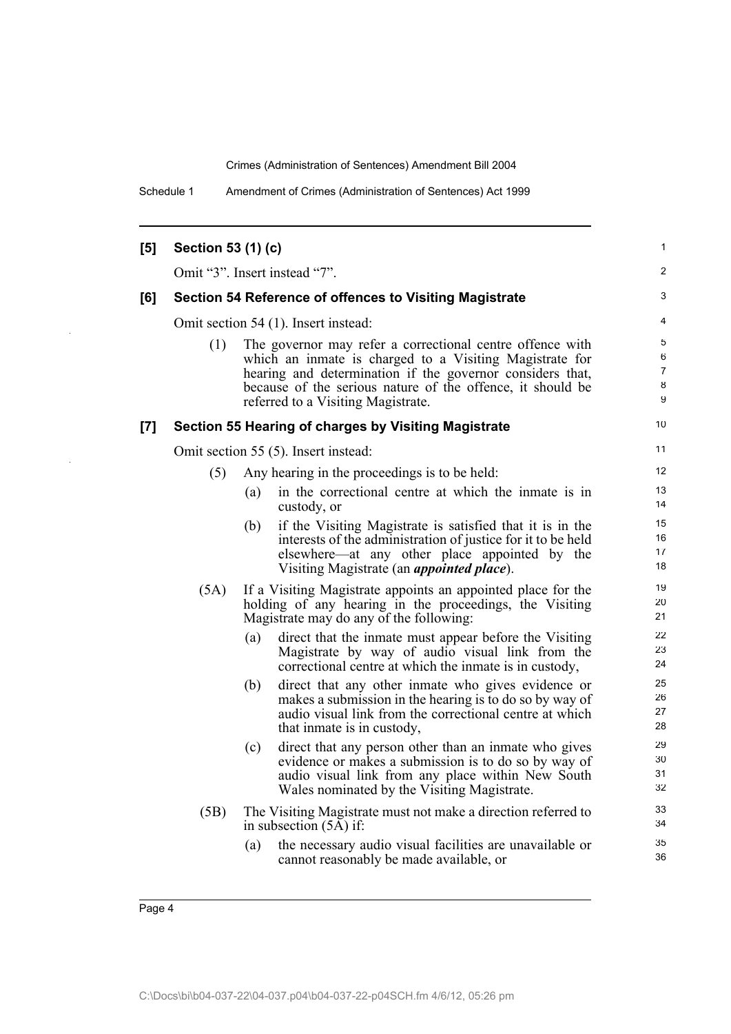**[5] Section 53 (1) (c)**

Omit "3". Insert instead "7".

**[6] Section 54 Reference of offences to Visiting Magistrate**

Omit section 54 (1). Insert instead:

(1) The governor may refer a correctional centre offence with which an inmate is charged to a Visiting Magistrate for hearing and determination if the governor considers that, because of the serious nature of the offence, it should be referred to a Visiting Magistrate.

**[7] Section 55 Hearing of charges by Visiting Magistrate**

Omit section 55 (5). Insert instead:

(5) Any hearing in the proceedings is to be held:

(a) in the correctional centre at which the inmate is in custody, or

(b) if the Visiting Magistrate is satisfied that it is in the interests of the administration of justice for it to be held elsewhere—at any other place appointed by the Visiting Magistrate (an ***appointed place***).

(5A) If a Visiting Magistrate appoints an appointed place for the holding of any hearing in the proceedings, the Visiting Magistrate may do any of the following:

(a) direct that the inmate must appear before the Visiting Magistrate by way of audio visual link from the correctional centre at which the inmate is in custody,

(b) direct that any other inmate who gives evidence or makes a submission in the hearing is to do so by way of audio visual link from the correctional centre at which that inmate is in custody,

(c) direct that any person other than an inmate who gives evidence or makes a submission is to do so by way of audio visual link from any place within New South Wales nominated by the Visiting Magistrate.

(5B) The Visiting Magistrate must not make a direction referred to in subsection (5A) if:

(a) the necessary audio visual facilities are unavailable or cannot reasonably be made available, or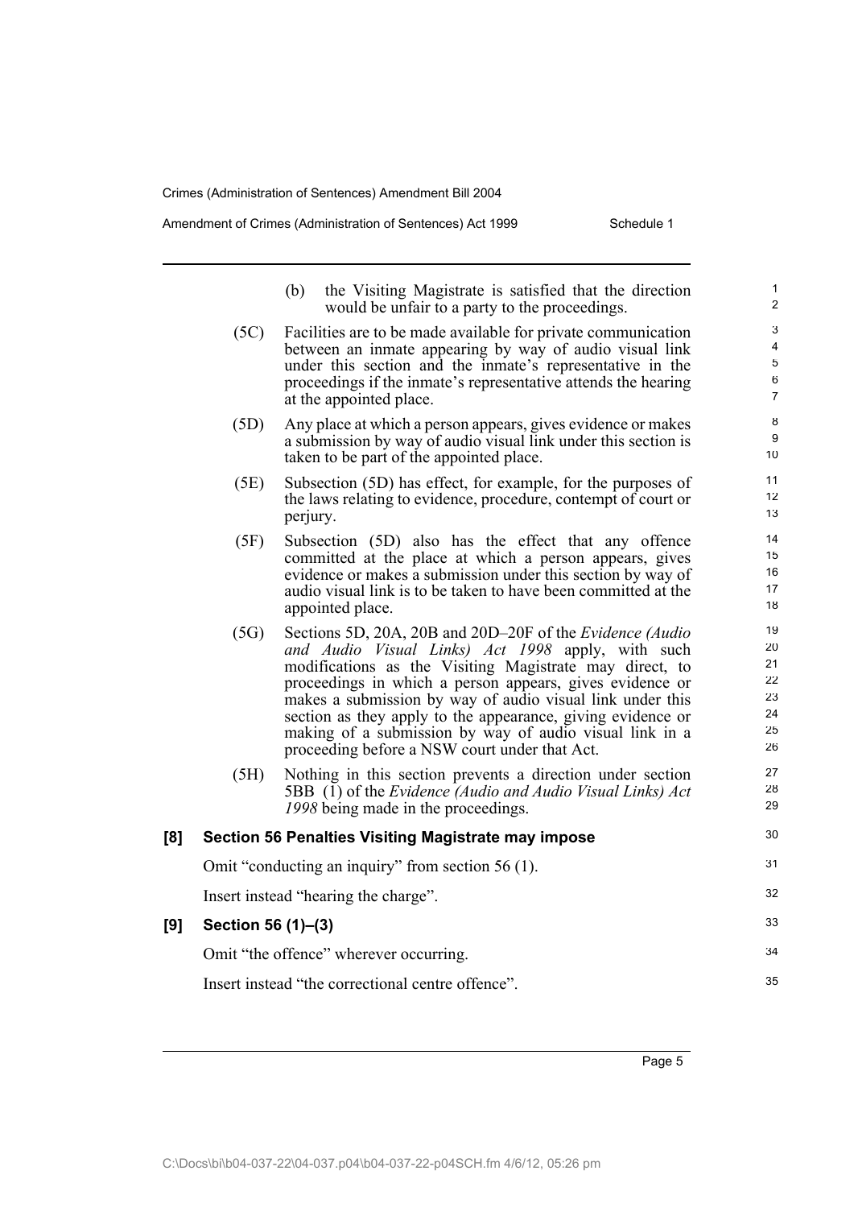(b) the Visiting Magistrate is satisfied that the direction would be unfair to a party to the proceedings.

(5C) Facilities are to be made available for private communication between an inmate appearing by way of audio visual link under this section and the inmate's representative in the proceedings if the inmate's representative attends the hearing at the appointed place.

(5D) Any place at which a person appears, gives evidence or makes a submission by way of audio visual link under this section is taken to be part of the appointed place.

(5E) Subsection (5D) has effect, for example, for the purposes of the laws relating to evidence, procedure, contempt of court or perjury.

(5F) Subsection (5D) also has the effect that any offence committed at the place at which a person appears, gives evidence or makes a submission under this section by way of audio visual link is to be taken to have been committed at the appointed place.

(5G) Sections 5D, 20A, 20B and 20D–20F of the *Evidence (Audio and Audio Visual Links) Act 1998* apply, with such modifications as the Visiting Magistrate may direct, to proceedings in which a person appears, gives evidence or makes a submission by way of audio visual link under this section as they apply to the appearance, giving evidence or making of a submission by way of audio visual link in a proceeding before a NSW court under that Act.

(5H) Nothing in this section prevents a direction under section 5BB (1) of the *Evidence (Audio and Audio Visual Links) Act 1998* being made in the proceedings.

**[8] Section 56 Penalties Visiting Magistrate may impose**

Omit "conducting an inquiry" from section 56 (1).

Insert instead "hearing the charge".

**[9] Section 56 (1)–(3)**

Omit "the offence" wherever occurring.

Insert instead "the correctional centre offence".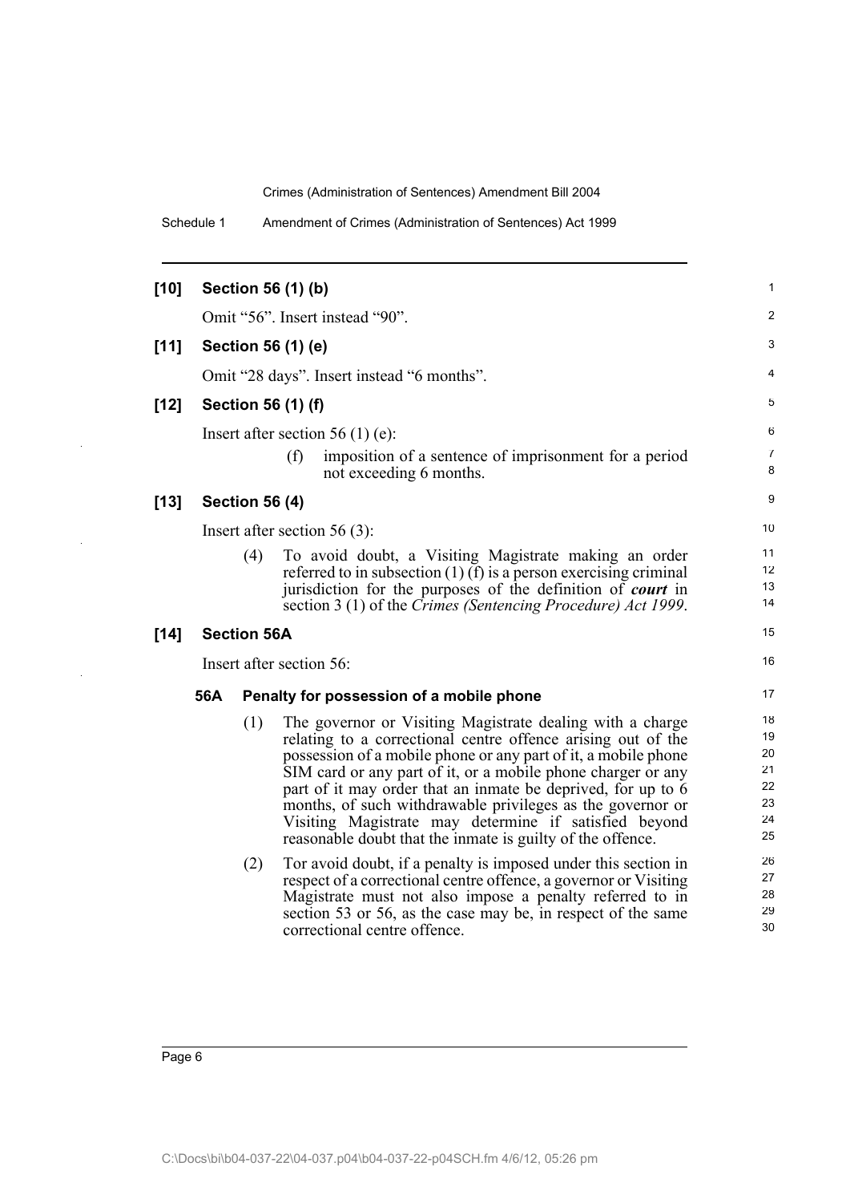**[10] Section 56 (1) (b)**

Omit “56”. Insert instead “90”.

**[11] Section 56 (1) (e)**

Omit “28 days”. Insert instead “6 months”.

**[12] Section 56 (1) (f)**

Insert after section 56 (1) (e):

(f) imposition of a sentence of imprisonment for a period not exceeding 6 months.

**[13] Section 56 (4)**

Insert after section 56 (3):

(4) To avoid doubt, a Visiting Magistrate making an order referred to in subsection (1) (f) is a person exercising criminal jurisdiction for the purposes of the definition of ***court*** in section 3 (1) of the *Crimes (Sentencing Procedure) Act 1999*.

**[14] Section 56A**

Insert after section 56:

**56A Penalty for possession of a mobile phone**

(1) The governor or Visiting Magistrate dealing with a charge relating to a correctional centre offence arising out of the possession of a mobile phone or any part of it, a mobile phone SIM card or any part of it, or a mobile phone charger or any part of it may order that an inmate be deprived, for up to 6 months, of such withdrawable privileges as the governor or Visiting Magistrate may determine if satisfied beyond reasonable doubt that the inmate is guilty of the offence.

(2) Tor avoid doubt, if a penalty is imposed under this section in respect of a correctional centre offence, a governor or Visiting Magistrate must not also impose a penalty referred to in section 53 or 56, as the case may be, in respect of the same correctional centre offence.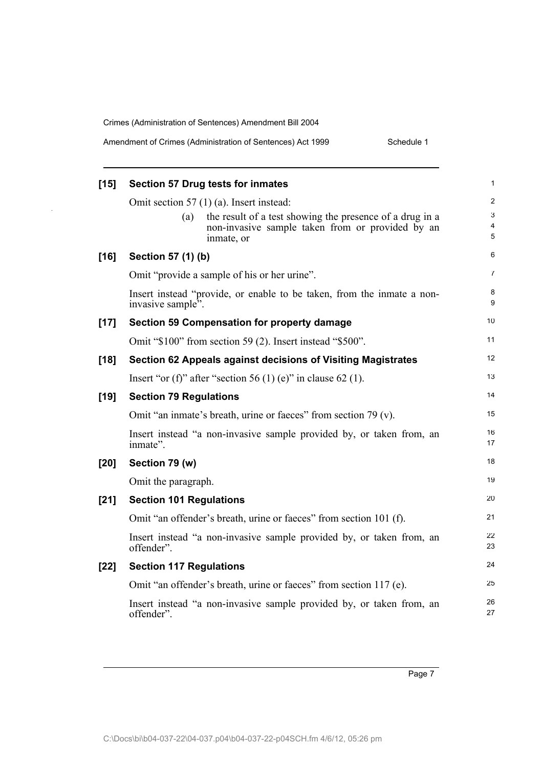**[15] Section 57 Drug tests for inmates**

Omit section 57 (1) (a). Insert instead:

(a) the result of a test showing the presence of a drug in a non-invasive sample taken from or provided by an inmate, or

**[16] Section 57 (1) (b)**

Omit "provide a sample of his or her urine".

Insert instead "provide, or enable to be taken, from the inmate a non-invasive sample".

**[17] Section 59 Compensation for property damage**

Omit "$100" from section 59 (2). Insert instead "$500".

**[18] Section 62 Appeals against decisions of Visiting Magistrates**

Insert "or (f)" after "section 56 (1) (e)" in clause 62 (1).

**[19] Section 79 Regulations**

Omit "an inmate's breath, urine or faeces" from section 79 (v).

Insert instead "a non-invasive sample provided by, or taken from, an inmate".

**[20] Section 79 (w)**

Omit the paragraph.

**[21] Section 101 Regulations**

Omit "an offender's breath, urine or faeces" from section 101 (f).

Insert instead "a non-invasive sample provided by, or taken from, an offender".

**[22] Section 117 Regulations**

Omit "an offender's breath, urine or faeces" from section 117 (e).

Insert instead "a non-invasive sample provided by, or taken from, an offender".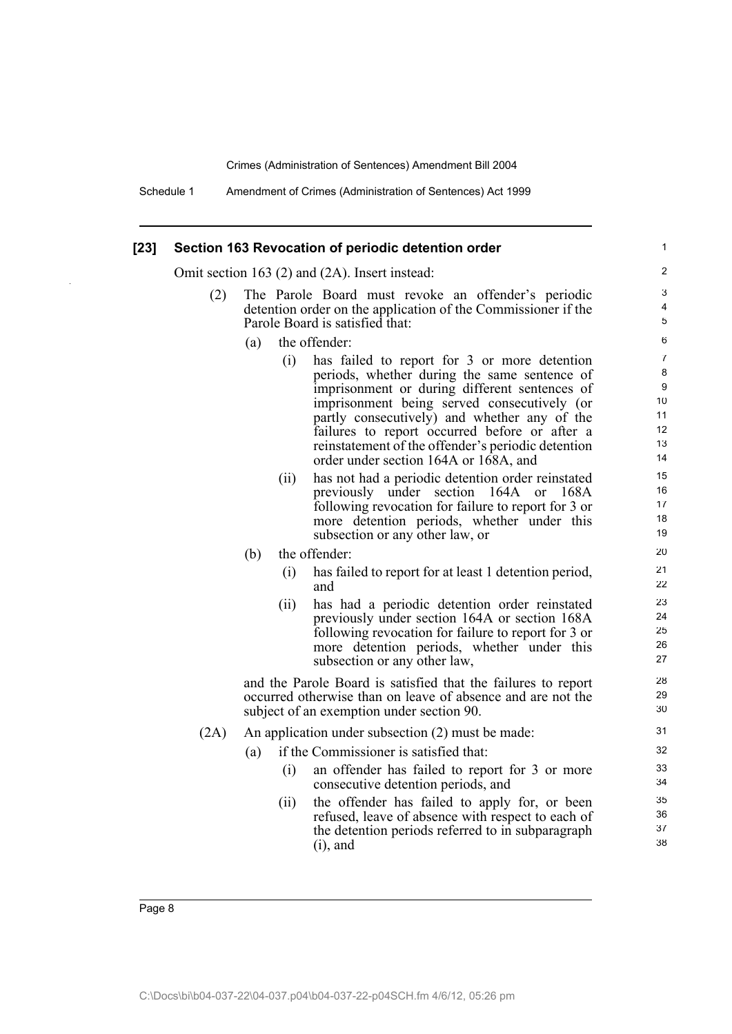### [23] Section 163 Revocation of periodic detention order

Omit section 163 (2) and (2A). Insert instead:

(2) The Parole Board must revoke an offender's periodic detention order on the application of the Commissioner if the Parole Board is satisfied that:

- (a) the offender:
  - (i) has failed to report for 3 or more detention periods, whether during the same sentence of imprisonment or during different sentences of imprisonment being served consecutively (or partly consecutively) and whether any of the failures to report occurred before or after a reinstatement of the offender's periodic detention order under section 164A or 168A, and
  - (ii) has not had a periodic detention order reinstated previously under section 164A or 168A following revocation for failure to report for 3 or more detention periods, whether under this subsection or any other law, or
- (b) the offender:
  - (i) has failed to report for at least 1 detention period, and
  - (ii) has had a periodic detention order reinstated previously under section 164A or section 168A following revocation for failure to report for 3 or more detention periods, whether under this subsection or any other law,

and the Parole Board is satisfied that the failures to report occurred otherwise than on leave of absence and are not the subject of an exemption under section 90.

(2A) An application under subsection (2) must be made:

- (a) if the Commissioner is satisfied that:
  - (i) an offender has failed to report for 3 or more consecutive detention periods, and
  - (ii) the offender has failed to apply for, or been refused, leave of absence with respect to each of the detention periods referred to in subparagraph (i), and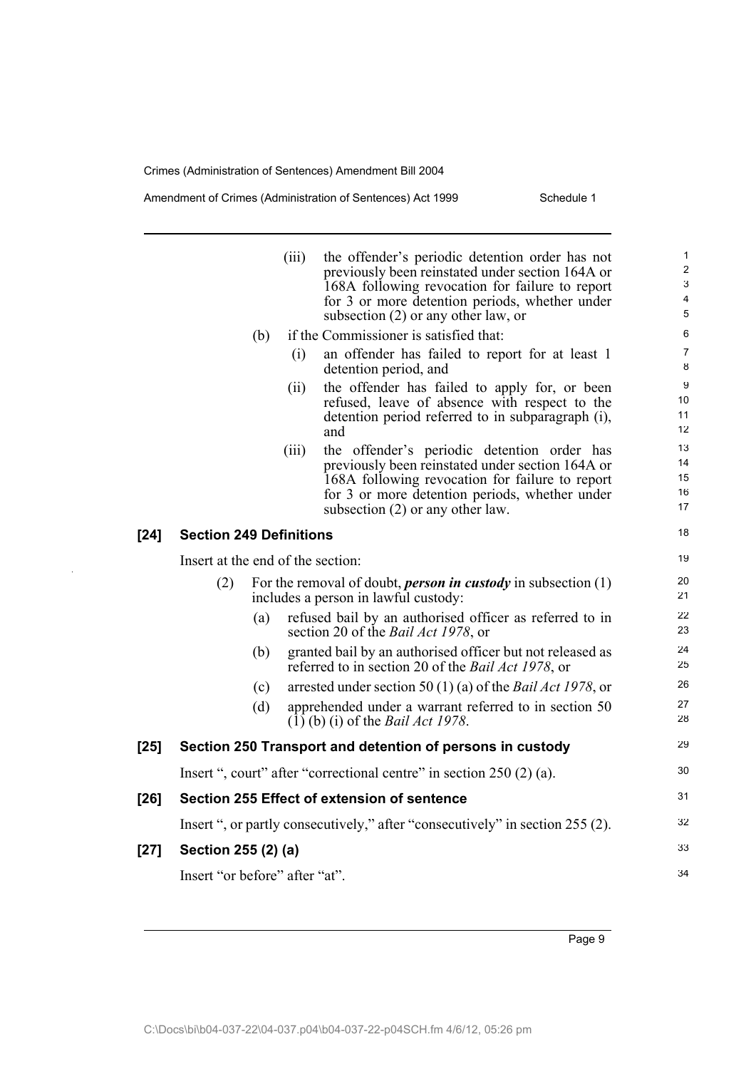(iii) the offender's periodic detention order has not previously been reinstated under section 164A or 168A following revocation for failure to report for 3 or more detention periods, whether under subsection (2) or any other law, or

(b) if the Commissioner is satisfied that:

(i) an offender has failed to report for at least 1 detention period, and

(ii) the offender has failed to apply for, or been refused, leave of absence with respect to the detention period referred to in subparagraph (i), and

(iii) the offender's periodic detention order has previously been reinstated under section 164A or 168A following revocation for failure to report for 3 or more detention periods, whether under subsection (2) or any other law.

## [24] Section 249 Definitions

Insert at the end of the section:

(2) For the removal of doubt, ***person in custody*** in subsection (1) includes a person in lawful custody:

(a) refused bail by an authorised officer as referred to in section 20 of the *Bail Act 1978*, or

(b) granted bail by an authorised officer but not released as referred to in section 20 of the *Bail Act 1978*, or

(c) arrested under section 50 (1) (a) of the *Bail Act 1978*, or

(d) apprehended under a warrant referred to in section 50 (1) (b) (i) of the *Bail Act 1978*.

## [25] Section 250 Transport and detention of persons in custody

Insert ", court" after "correctional centre" in section 250 (2) (a).

## [26] Section 255 Effect of extension of sentence

Insert ", or partly consecutively," after "consecutively" in section 255 (2).

## [27] Section 255 (2) (a)

Insert "or before" after "at".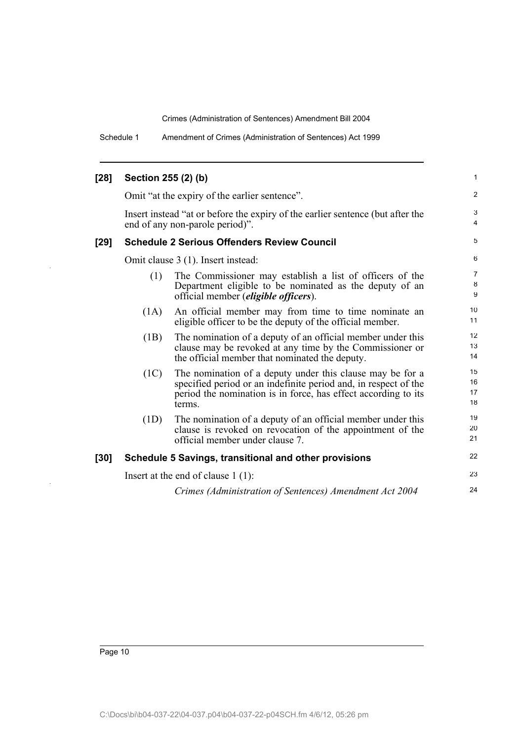### [28] Section 255 (2) (b)

Omit "at the expiry of the earlier sentence".

Insert instead "at or before the expiry of the earlier sentence (but after the end of any non-parole period)".

### [29] Schedule 2 Serious Offenders Review Council

Omit clause 3 (1). Insert instead:

(1) The Commissioner may establish a list of officers of the Department eligible to be nominated as the deputy of an official member (***eligible officers***).

(1A) An official member may from time to time nominate an eligible officer to be the deputy of the official member.

(1B) The nomination of a deputy of an official member under this clause may be revoked at any time by the Commissioner or the official member that nominated the deputy.

(1C) The nomination of a deputy under this clause may be for a specified period or an indefinite period and, in respect of the period the nomination is in force, has effect according to its terms.

(1D) The nomination of a deputy of an official member under this clause is revoked on revocation of the appointment of the official member under clause 7.

### [30] Schedule 5 Savings, transitional and other provisions

Insert at the end of clause 1 (1):

*Crimes (Administration of Sentences) Amendment Act 2004*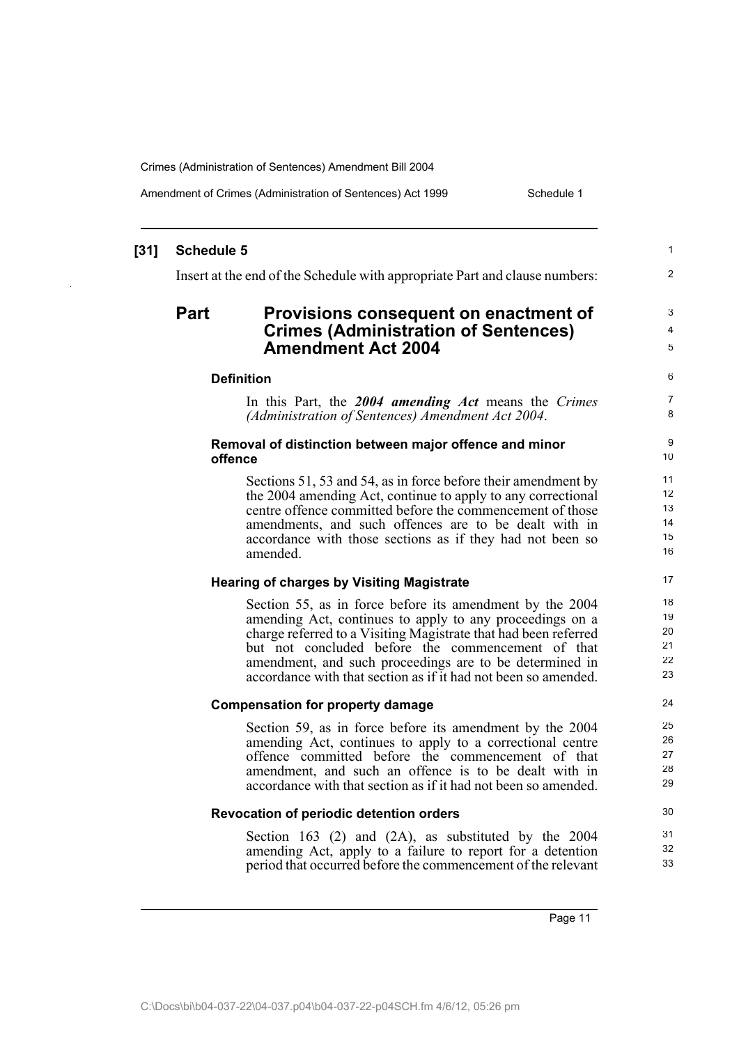## [31] Schedule 5

Insert at the end of the Schedule with appropriate Part and clause numbers:

# Part Provisions consequent on enactment of Crimes (Administration of Sentences) Amendment Act 2004

### Definition

In this Part, the ***2004 amending Act*** means the *Crimes (Administration of Sentences) Amendment Act 2004*.

### Removal of distinction between major offence and minor offence

Sections 51, 53 and 54, as in force before their amendment by the 2004 amending Act, continue to apply to any correctional centre offence committed before the commencement of those amendments, and such offences are to be dealt with in accordance with those sections as if they had not been so amended.

### Hearing of charges by Visiting Magistrate

Section 55, as in force before its amendment by the 2004 amending Act, continues to apply to any proceedings on a charge referred to a Visiting Magistrate that had been referred but not concluded before the commencement of that amendment, and such proceedings are to be determined in accordance with that section as if it had not been so amended.

### Compensation for property damage

Section 59, as in force before its amendment by the 2004 amending Act, continues to apply to a correctional centre offence committed before the commencement of that amendment, and such an offence is to be dealt with in accordance with that section as if it had not been so amended.

### Revocation of periodic detention orders

Section 163 (2) and (2A), as substituted by the 2004 amending Act, apply to a failure to report for a detention period that occurred before the commencement of the relevant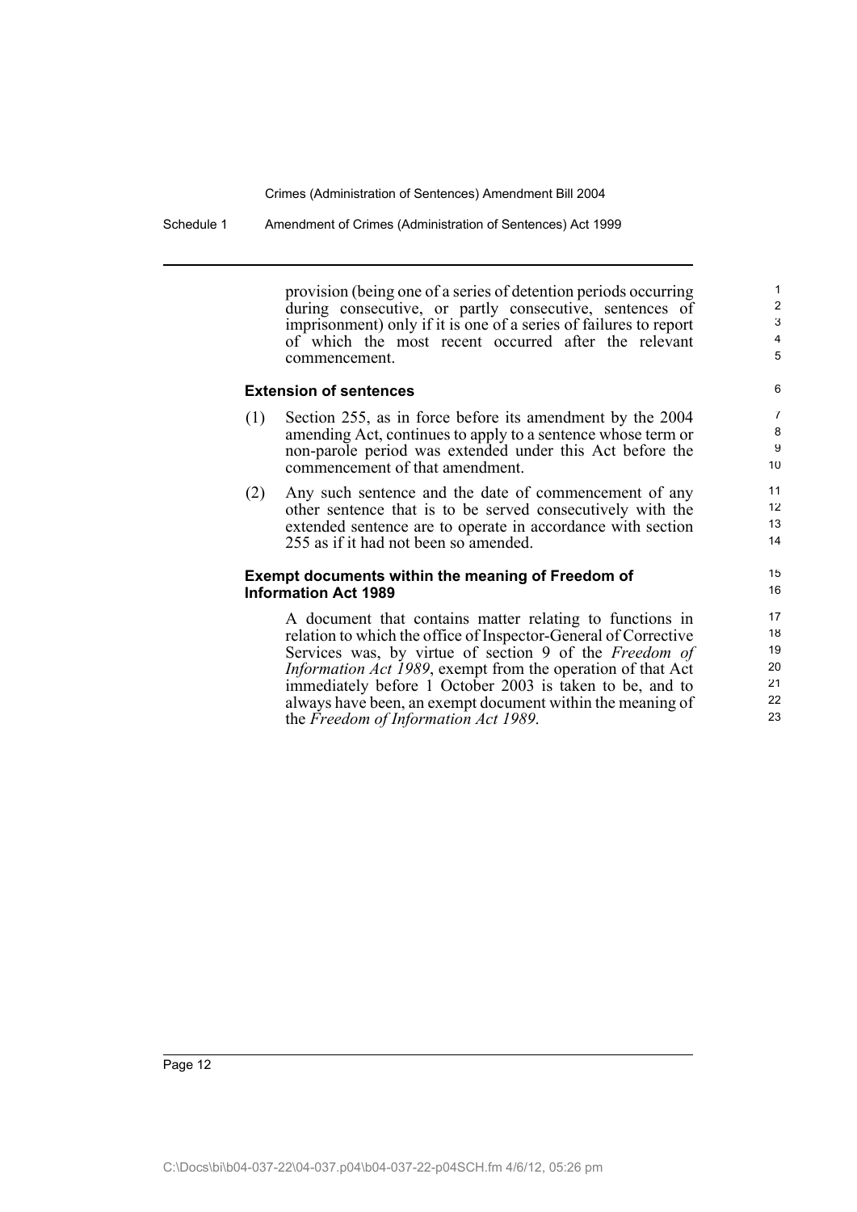provision (being one of a series of detention periods occurring during consecutive, or partly consecutive, sentences of imprisonment) only if it is one of a series of failures to report of which the most recent occurred after the relevant commencement.

### Extension of sentences

(1) Section 255, as in force before its amendment by the 2004 amending Act, continues to apply to a sentence whose term or non-parole period was extended under this Act before the commencement of that amendment.

(2) Any such sentence and the date of commencement of any other sentence that is to be served consecutively with the extended sentence are to operate in accordance with section 255 as if it had not been so amended.

### Exempt documents within the meaning of Freedom of Information Act 1989

A document that contains matter relating to functions in relation to which the office of Inspector-General of Corrective Services was, by virtue of section 9 of the *Freedom of Information Act 1989*, exempt from the operation of that Act immediately before 1 October 2003 is taken to be, and to always have been, an exempt document within the meaning of the *Freedom of Information Act 1989*.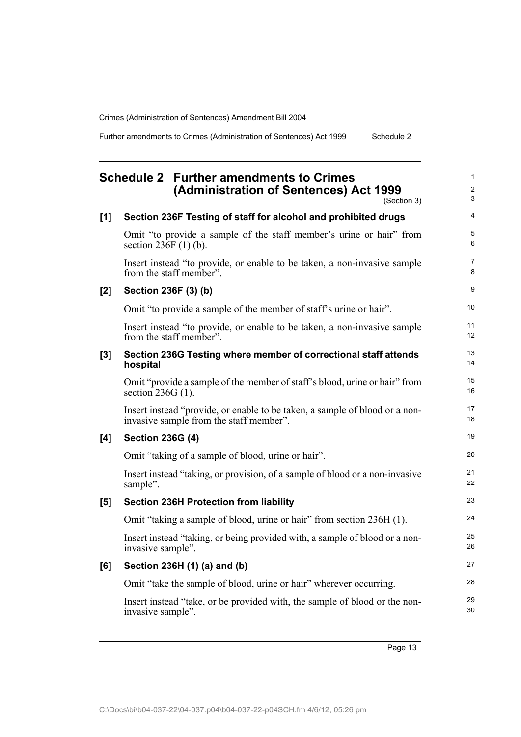## Schedule 2 Further amendments to Crimes (Administration of Sentences) Act 1999

(Section 3)

**[1] Section 236F Testing of staff for alcohol and prohibited drugs**

Omit "to provide a sample of the staff member's urine or hair" from section 236F (1) (b).

Insert instead "to provide, or enable to be taken, a non-invasive sample from the staff member".

**[2] Section 236F (3) (b)**

Omit "to provide a sample of the member of staff's urine or hair".

Insert instead "to provide, or enable to be taken, a non-invasive sample from the staff member".

**[3] Section 236G Testing where member of correctional staff attends hospital**

Omit "provide a sample of the member of staff's blood, urine or hair" from section 236G (1).

Insert instead "provide, or enable to be taken, a sample of blood or a non-invasive sample from the staff member".

**[4] Section 236G (4)**

Omit "taking of a sample of blood, urine or hair".

Insert instead "taking, or provision, of a sample of blood or a non-invasive sample".

**[5] Section 236H Protection from liability**

Omit "taking a sample of blood, urine or hair" from section 236H (1).

Insert instead "taking, or being provided with, a sample of blood or a non-invasive sample".

**[6] Section 236H (1) (a) and (b)**

Omit "take the sample of blood, urine or hair" wherever occurring.

Insert instead "take, or be provided with, the sample of blood or the non-invasive sample".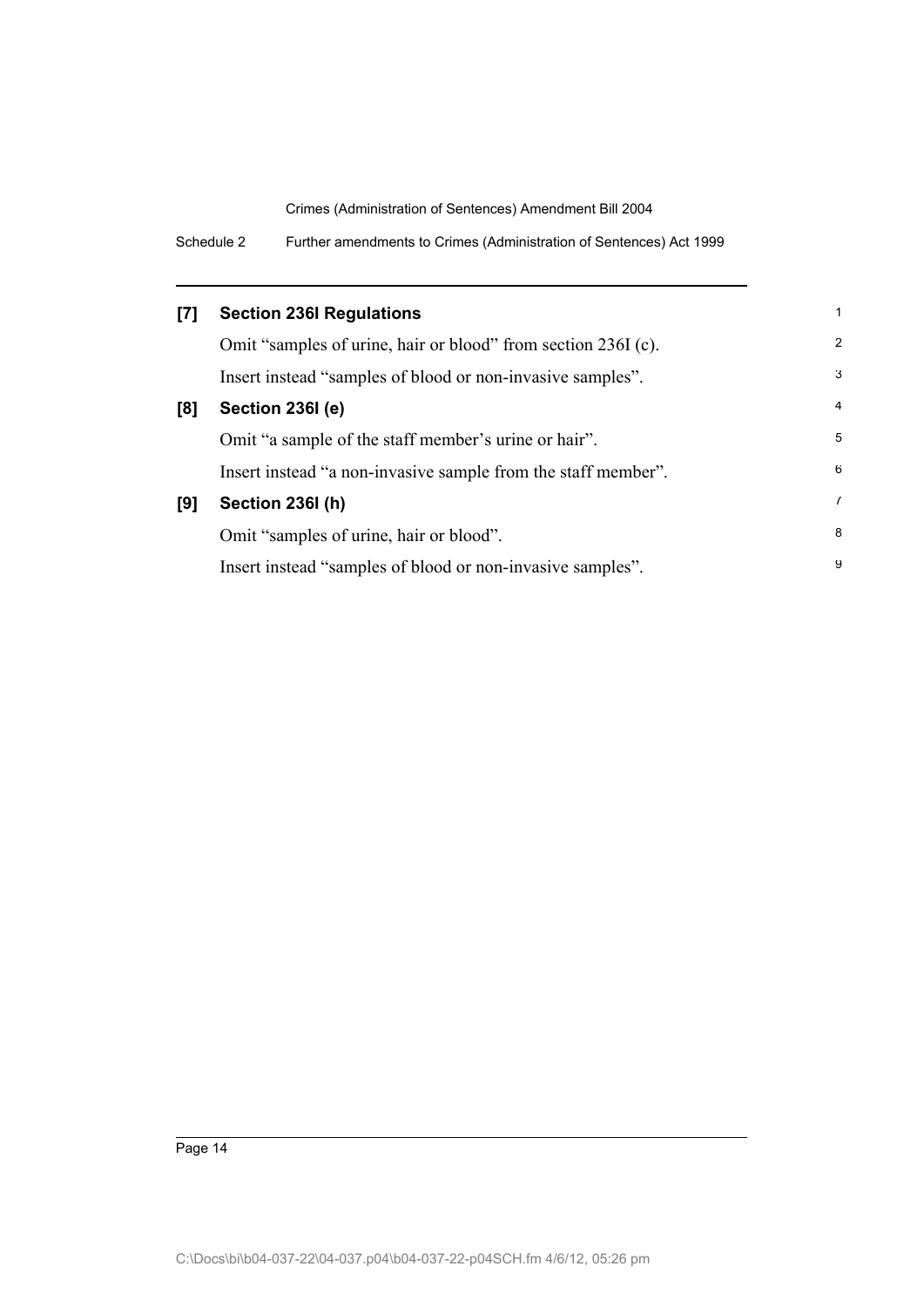### [7] Section 236I Regulations

Omit "samples of urine, hair or blood" from section 236I (c).

Insert instead "samples of blood or non-invasive samples".

### [8] Section 236I (e)

Omit "a sample of the staff member's urine or hair".

Insert instead "a non-invasive sample from the staff member".

### [9] Section 236I (h)

Omit "samples of urine, hair or blood".

Insert instead "samples of blood or non-invasive samples".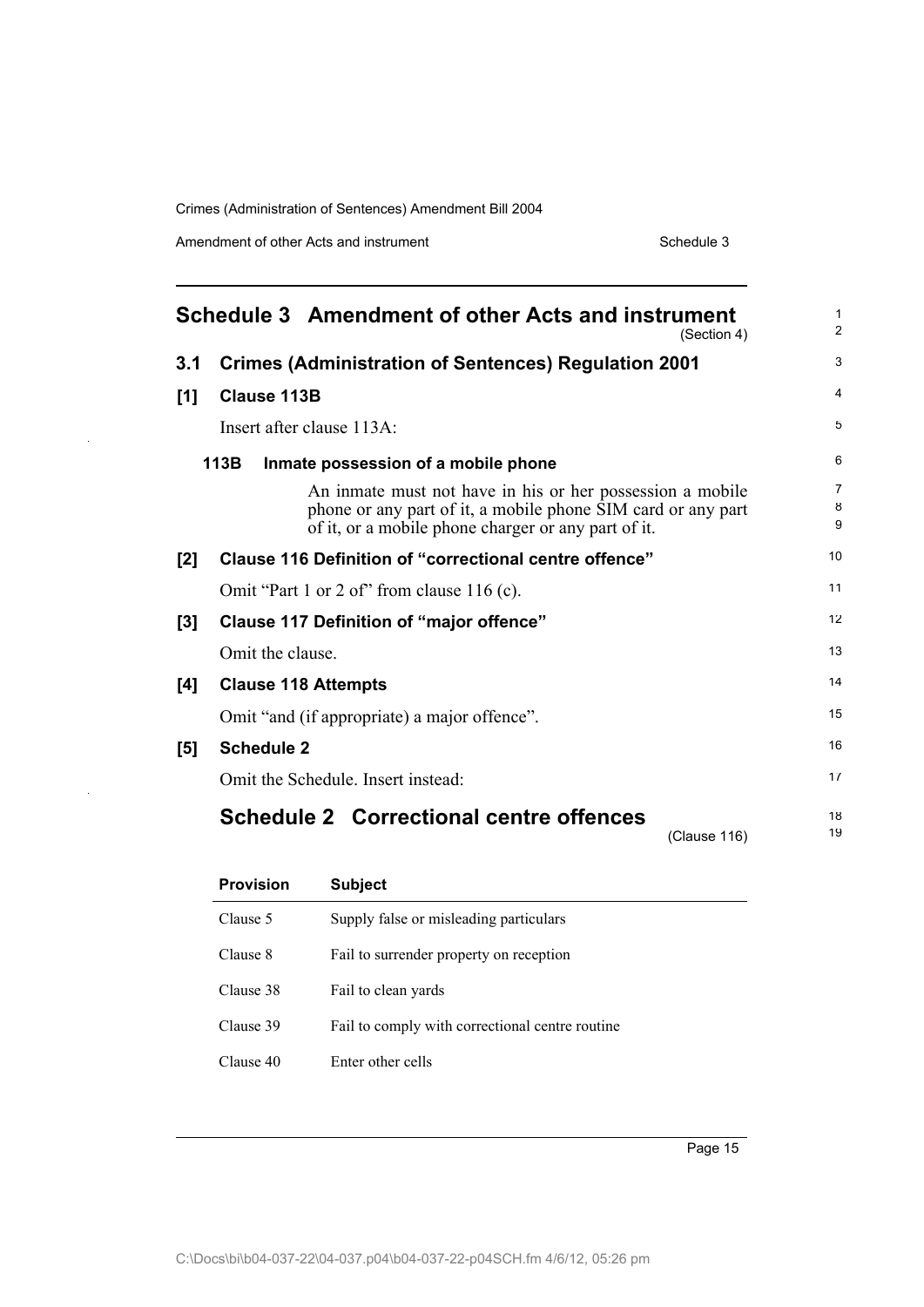# Schedule 3 Amendment of other Acts and instrument

(Section 4)

## 3.1 Crimes (Administration of Sentences) Regulation 2001

### [1] Clause 113B

Insert after clause 113A:

#### 113B Inmate possession of a mobile phone

An inmate must not have in his or her possession a mobile phone or any part of it, a mobile phone SIM card or any part of it, or a mobile phone charger or any part of it.

### [2] Clause 116 Definition of "correctional centre offence"

Omit "Part 1 or 2 of" from clause 116 (c).

### [3] Clause 117 Definition of "major offence"

Omit the clause.

### [4] Clause 118 Attempts

Omit "and (if appropriate) a major offence".

### [5] Schedule 2

Omit the Schedule. Insert instead:

## Schedule 2 Correctional centre offences

(Clause 116)

| Provision | Subject |
| --- | --- |
| Clause 5 | Supply false or misleading particulars |
| Clause 8 | Fail to surrender property on reception |
| Clause 38 | Fail to clean yards |
| Clause 39 | Fail to comply with correctional centre routine |
| Clause 40 | Enter other cells |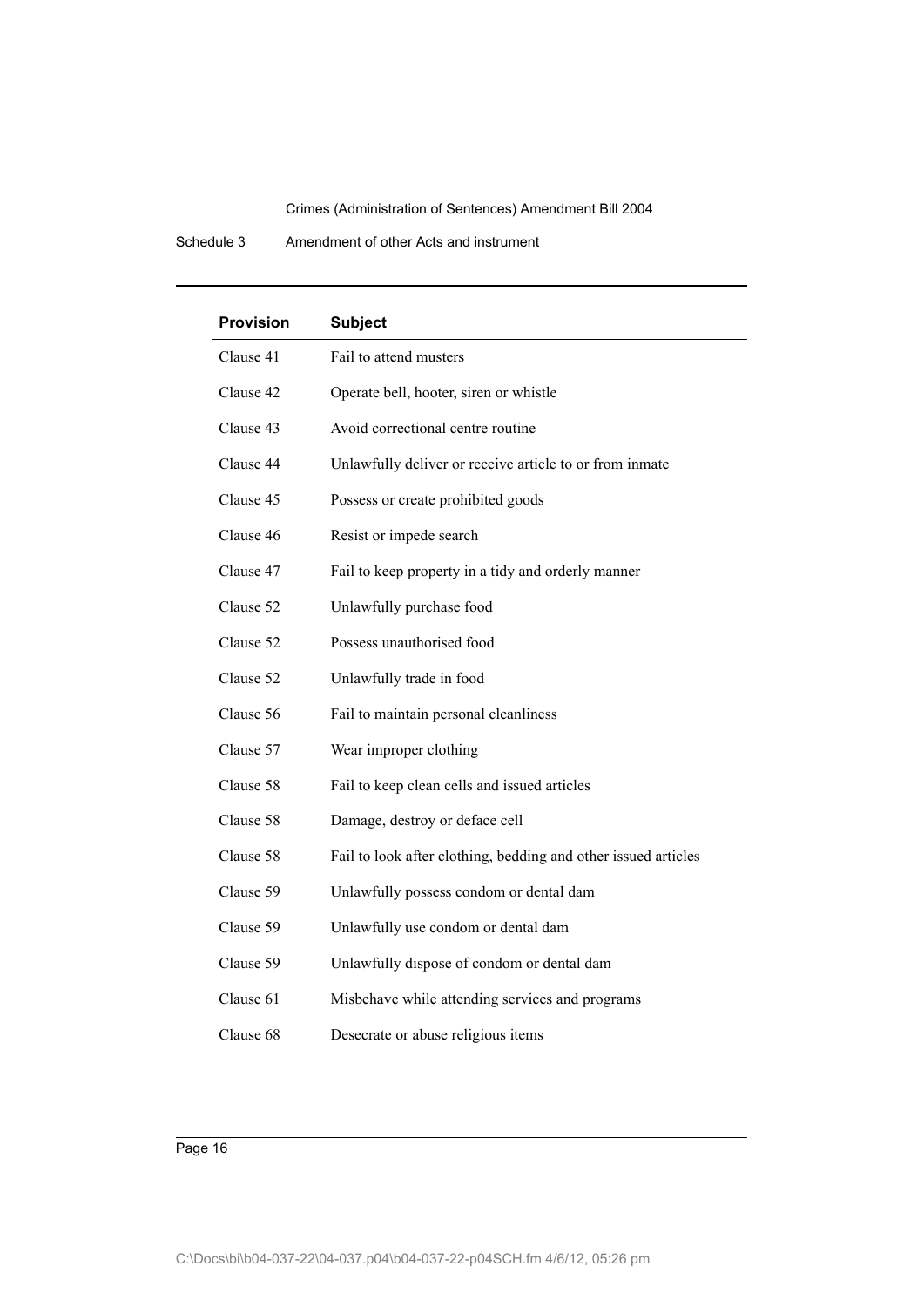| Provision | Subject |
|---|---|
| Clause 41 | Fail to attend musters |
| Clause 42 | Operate bell, hooter, siren or whistle |
| Clause 43 | Avoid correctional centre routine |
| Clause 44 | Unlawfully deliver or receive article to or from inmate |
| Clause 45 | Possess or create prohibited goods |
| Clause 46 | Resist or impede search |
| Clause 47 | Fail to keep property in a tidy and orderly manner |
| Clause 52 | Unlawfully purchase food |
| Clause 52 | Possess unauthorised food |
| Clause 52 | Unlawfully trade in food |
| Clause 56 | Fail to maintain personal cleanliness |
| Clause 57 | Wear improper clothing |
| Clause 58 | Fail to keep clean cells and issued articles |
| Clause 58 | Damage, destroy or deface cell |
| Clause 58 | Fail to look after clothing, bedding and other issued articles |
| Clause 59 | Unlawfully possess condom or dental dam |
| Clause 59 | Unlawfully use condom or dental dam |
| Clause 59 | Unlawfully dispose of condom or dental dam |
| Clause 61 | Misbehave while attending services and programs |
| Clause 68 | Desecrate or abuse religious items |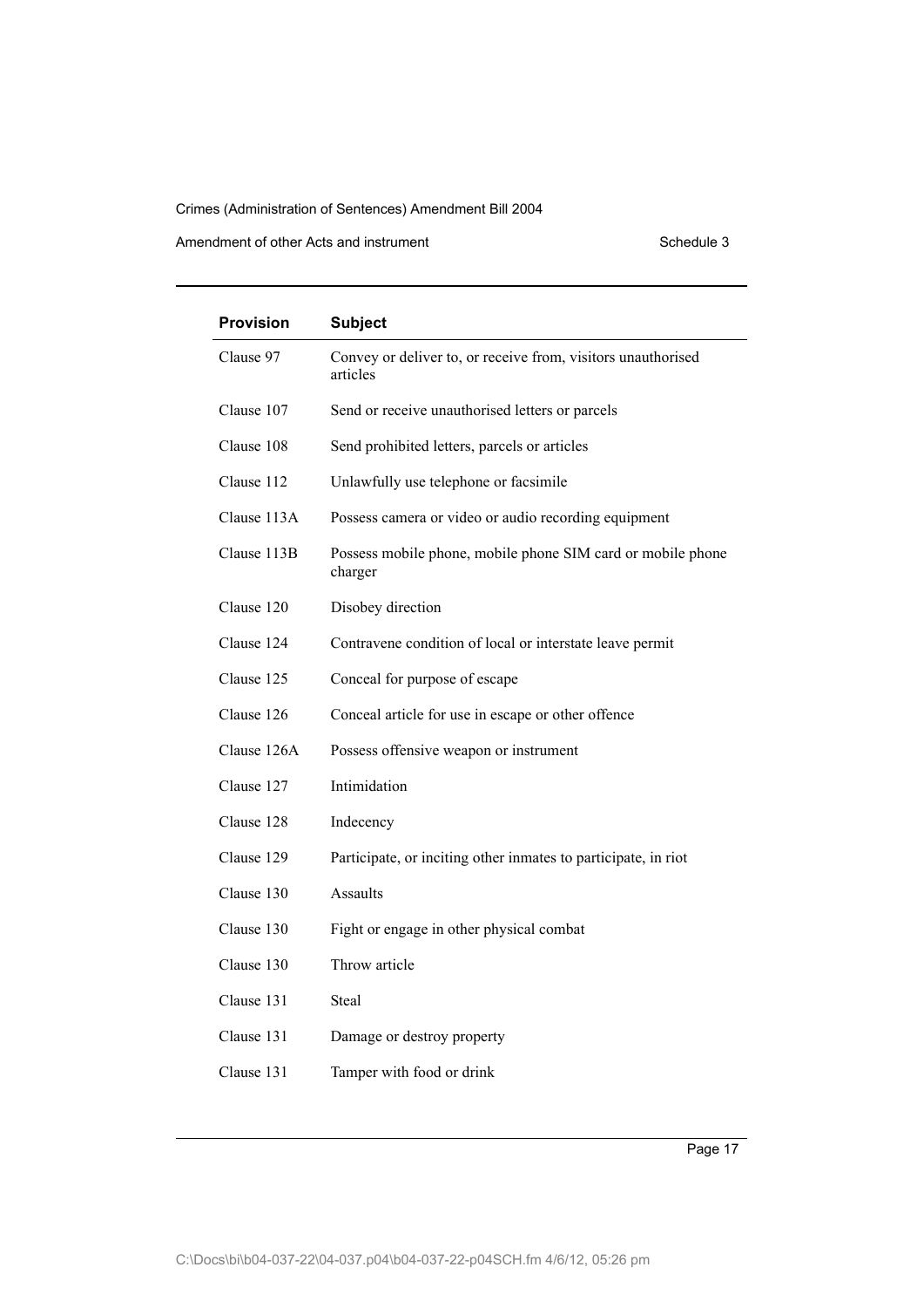| Provision | Subject |
|---|---|
| Clause 97 | Convey or deliver to, or receive from, visitors unauthorised articles |
| Clause 107 | Send or receive unauthorised letters or parcels |
| Clause 108 | Send prohibited letters, parcels or articles |
| Clause 112 | Unlawfully use telephone or facsimile |
| Clause 113A | Possess camera or video or audio recording equipment |
| Clause 113B | Possess mobile phone, mobile phone SIM card or mobile phone charger |
| Clause 120 | Disobey direction |
| Clause 124 | Contravene condition of local or interstate leave permit |
| Clause 125 | Conceal for purpose of escape |
| Clause 126 | Conceal article for use in escape or other offence |
| Clause 126A | Possess offensive weapon or instrument |
| Clause 127 | Intimidation |
| Clause 128 | Indecency |
| Clause 129 | Participate, or inciting other inmates to participate, in riot |
| Clause 130 | Assaults |
| Clause 130 | Fight or engage in other physical combat |
| Clause 130 | Throw article |
| Clause 131 | Steal |
| Clause 131 | Damage or destroy property |
| Clause 131 | Tamper with food or drink |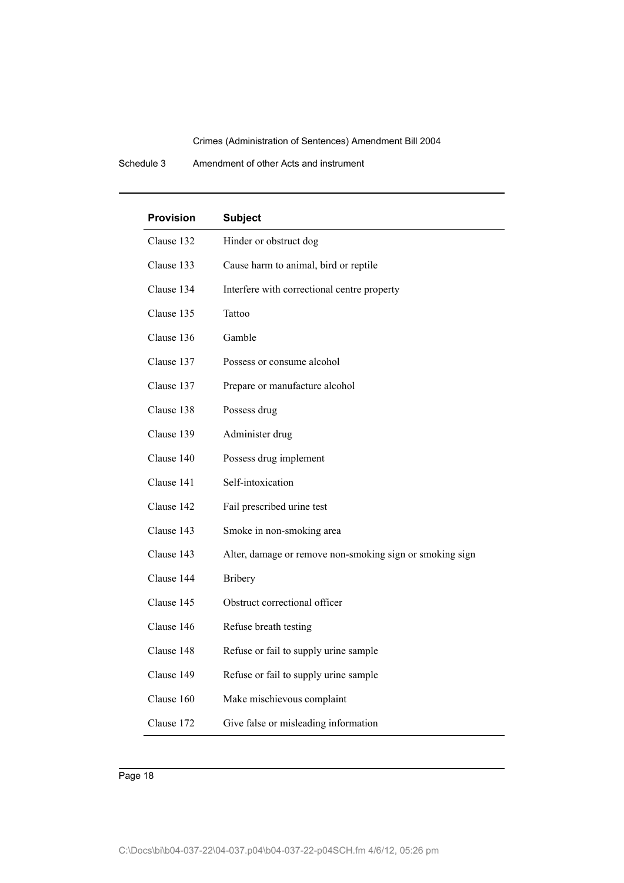| Provision | Subject |
| --- | --- |
| Clause 132 | Hinder or obstruct dog |
| Clause 133 | Cause harm to animal, bird or reptile |
| Clause 134 | Interfere with correctional centre property |
| Clause 135 | Tattoo |
| Clause 136 | Gamble |
| Clause 137 | Possess or consume alcohol |
| Clause 137 | Prepare or manufacture alcohol |
| Clause 138 | Possess drug |
| Clause 139 | Administer drug |
| Clause 140 | Possess drug implement |
| Clause 141 | Self-intoxication |
| Clause 142 | Fail prescribed urine test |
| Clause 143 | Smoke in non-smoking area |
| Clause 143 | Alter, damage or remove non-smoking sign or smoking sign |
| Clause 144 | Bribery |
| Clause 145 | Obstruct correctional officer |
| Clause 146 | Refuse breath testing |
| Clause 148 | Refuse or fail to supply urine sample |
| Clause 149 | Refuse or fail to supply urine sample |
| Clause 160 | Make mischievous complaint |
| Clause 172 | Give false or misleading information |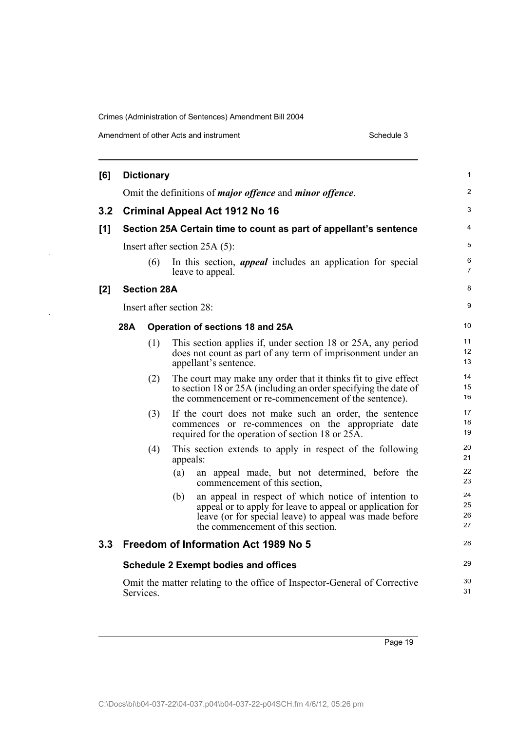### [6] Dictionary

Omit the definitions of ***major offence*** and ***minor offence***.

## 3.2 Criminal Appeal Act 1912 No 16

### [1] Section 25A Certain time to count as part of appellant's sentence

Insert after section 25A (5):

> (6) In this section, ***appeal*** includes an application for special leave to appeal.

### [2] Section 28A

Insert after section 28:

> **28A Operation of sections 18 and 25A**
>
> (1) This section applies if, under section 18 or 25A, any period does not count as part of any term of imprisonment under an appellant's sentence.
>
> (2) The court may make any order that it thinks fit to give effect to section 18 or 25A (including an order specifying the date of the commencement or re-commencement of the sentence).
>
> (3) If the court does not make such an order, the sentence commences or re-commences on the appropriate date required for the operation of section 18 or 25A.
>
> (4) This section extends to apply in respect of the following appeals:
>
> (a) an appeal made, but not determined, before the commencement of this section,
>
> (b) an appeal in respect of which notice of intention to appeal or to apply for leave to appeal or application for leave (or for special leave) to appeal was made before the commencement of this section.

## 3.3 Freedom of Information Act 1989 No 5

### Schedule 2 Exempt bodies and offices

Omit the matter relating to the office of Inspector-General of Corrective Services.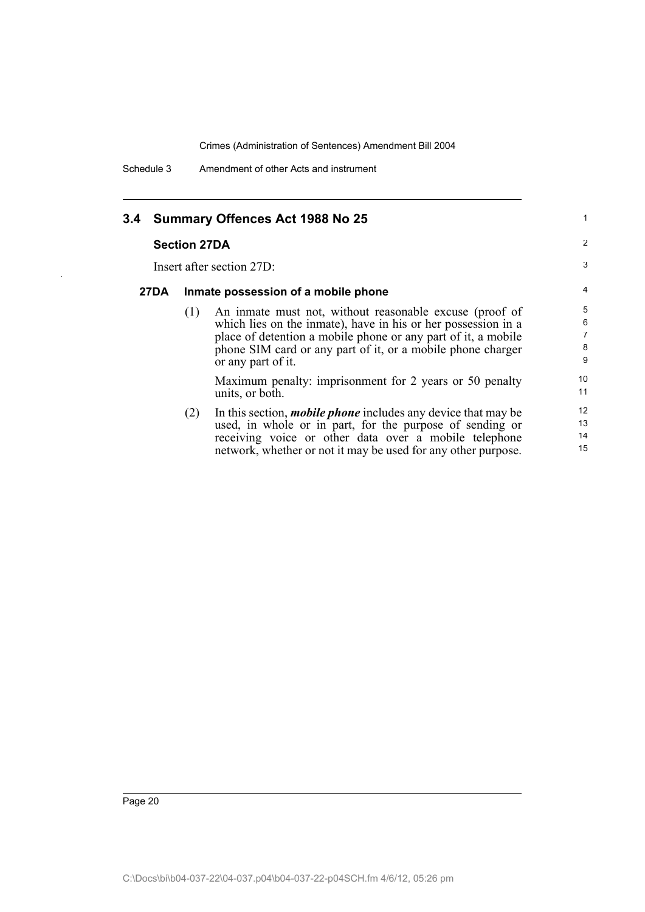## 3.4 Summary Offences Act 1988 No 25

### Section 27DA

Insert after section 27D:

#### 27DA Inmate possession of a mobile phone

(1) An inmate must not, without reasonable excuse (proof of which lies on the inmate), have in his or her possession in a place of detention a mobile phone or any part of it, a mobile phone SIM card or any part of it, or a mobile phone charger or any part of it.

Maximum penalty: imprisonment for 2 years or 50 penalty units, or both.

(2) In this section, ***mobile phone*** includes any device that may be used, in whole or in part, for the purpose of sending or receiving voice or other data over a mobile telephone network, whether or not it may be used for any other purpose.